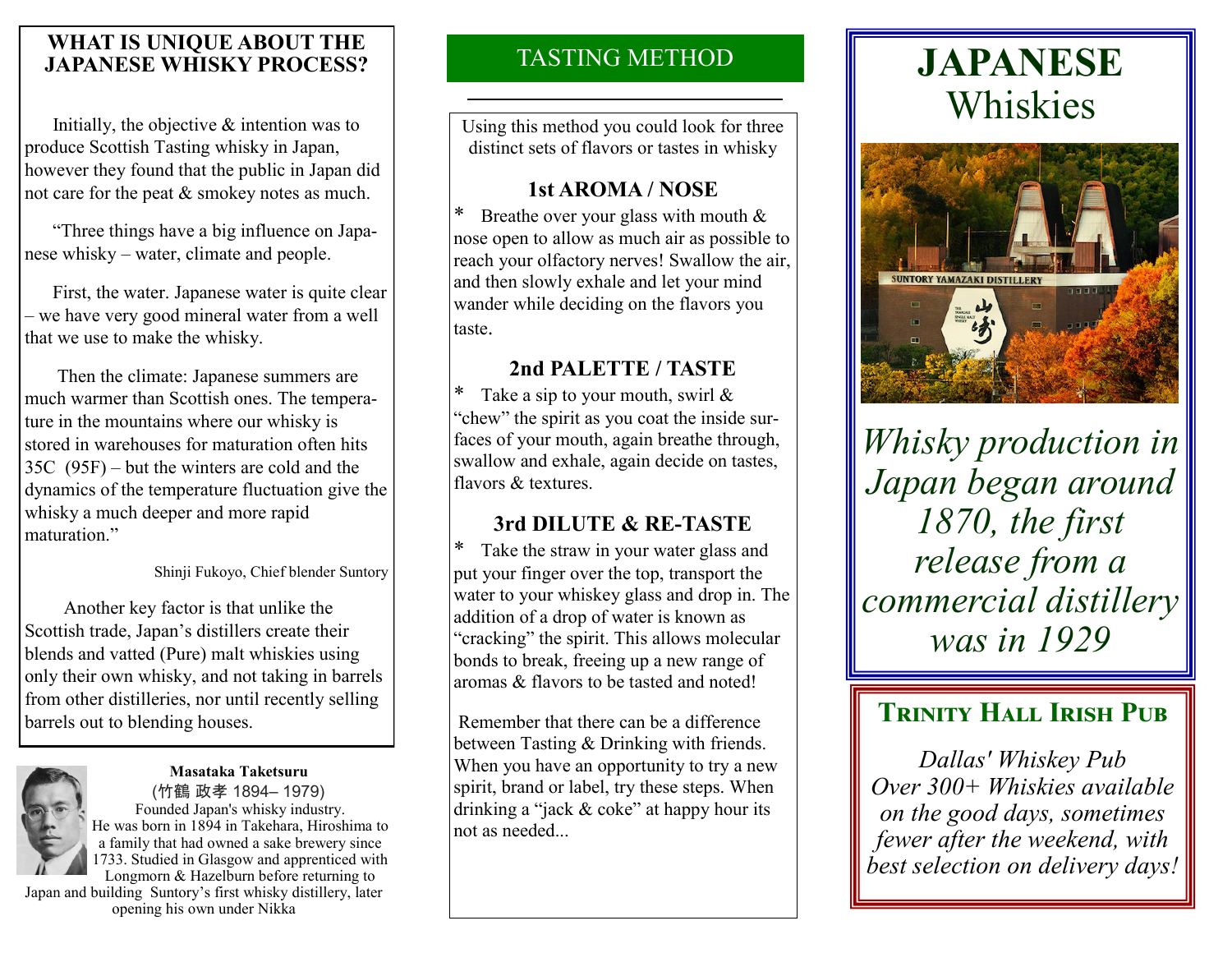## WHAT IS UNIQUE ABOUT THE JAPANESE WHISKY PROCESS?

Initially, the objective & intention was to produce Scottish Tasting whisky in Japan, however they found that the public in Japan did not care for the peat & smokey notes as much.

"Three things have a big influence on Japanese whisky – water, climate and people.

First, the water. Japanese water is quite clear – we have very good mineral water from a well that we use to make the whisky.

Then the climate: Japanese summers are much warmer than Scottish ones. The temperature in the mountains where our whisky is stored in warehouses for maturation often hits 35C (95F) – but the winters are cold and the dynamics of the temperature fluctuation give the whisky a much deeper and more rapid maturation."

Shinji Fukoyo, Chief blender Suntory

Another key factor is that unlike the Scottish trade, Japan's distillers create their blends and vatted (Pure) malt whiskies using only their own whisky, and not taking in barrels from other distilleries, nor until recently selling barrels out to blending houses.

**Masataka Taketsuru**
(竹鶴 政孝 1894– 1979)
Founded Japan's whisky industry.
He was born in 1894 in Takehara, Hiroshima to a family that had owned a sake brewery since 1733. Studied in Glasgow and apprenticed with Longmorn & Hazelburn before returning to Japan and building Suntory's first whisky distillery, later opening his own under Nikka

## TASTING METHOD

Using this method you could look for three distinct sets of flavors or tastes in whisky

### 1st AROMA / NOSE

* Breathe over your glass with mouth & nose open to allow as much air as possible to reach your olfactory nerves! Swallow the air, and then slowly exhale and let your mind wander while deciding on the flavors you taste.

### 2nd PALETTE / TASTE

* Take a sip to your mouth, swirl & "chew" the spirit as you coat the inside surfaces of your mouth, again breathe through, swallow and exhale, again decide on tastes, flavors & textures.

### 3rd DILUTE & RE-TASTE

* Take the straw in your water glass and put your finger over the top, transport the water to your whiskey glass and drop in. The addition of a drop of water is known as "cracking" the spirit. This allows molecular bonds to break, freeing up a new range of aromas & flavors to be tasted and noted!

Remember that there can be a difference between Tasting & Drinking with friends. When you have an opportunity to try a new spirit, brand or label, try these steps. When drinking a "jack & coke" at happy hour its not as needed...

# JAPANESE Whiskies

*Whisky production in Japan began around 1870, the first release from a commercial distillery was in 1929*

## TRINITY HALL IRISH PUB

*Dallas' Whiskey Pub Over 300+ Whiskies available on the good days, sometimes fewer after the weekend, with best selection on delivery days!*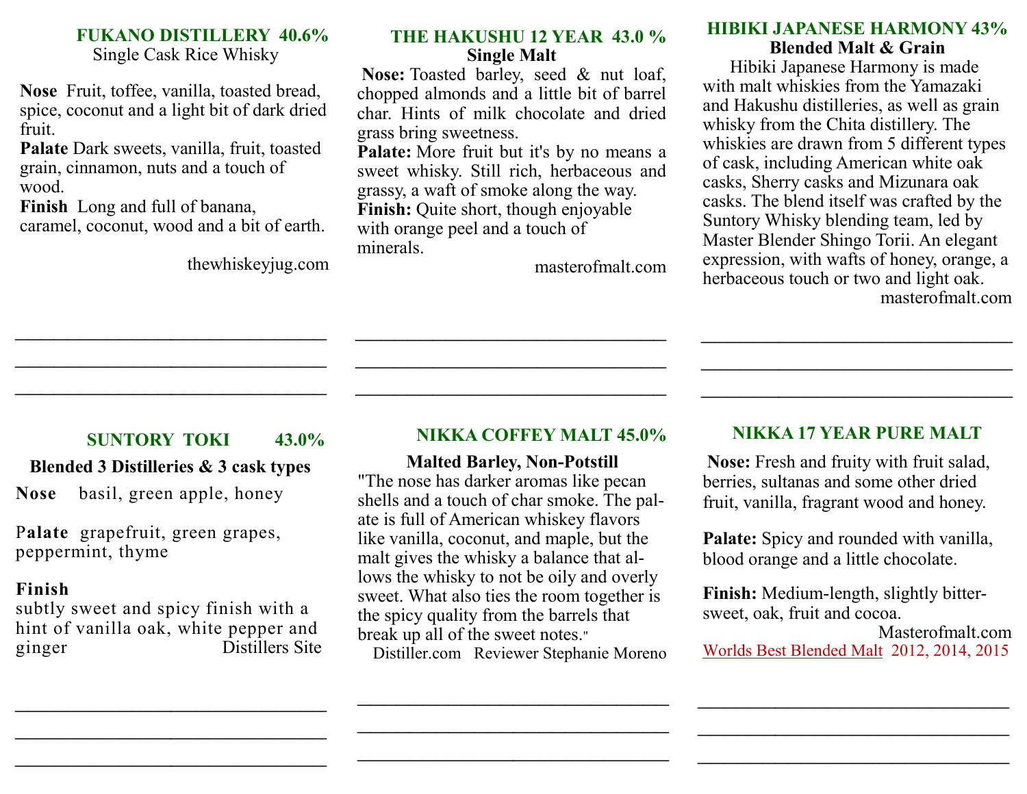## FUKANO DISTILLERY 40.6%

Single Cask Rice Whisky

**Nose** Fruit, toffee, vanilla, toasted bread, spice, coconut and a light bit of dark dried fruit.
**Palate** Dark sweets, vanilla, fruit, toasted grain, cinnamon, nuts and a touch of wood.
**Finish** Long and full of banana, caramel, coconut, wood and a bit of earth.

thewhiskeyjug.com

\_\_\_\_\_\_\_\_\_\_\_\_\_\_\_\_\_\_\_\_\_\_\_\_\_\_\_\_\_\_\_\_\_\_
\_\_\_\_\_\_\_\_\_\_\_\_\_\_\_\_\_\_\_\_\_\_\_\_\_\_\_\_\_\_\_\_\_\_
\_\_\_\_\_\_\_\_\_\_\_\_\_\_\_\_\_\_\_\_\_\_\_\_\_\_\_\_\_\_\_\_\_\_

## THE HAKUSHU 12 YEAR 43.0 %

**Single Malt**

**Nose:** Toasted barley, seed & nut loaf, chopped almonds and a little bit of barrel char. Hints of milk chocolate and dried grass bring sweetness.
**Palate:** More fruit but it's by no means a sweet whisky. Still rich, herbaceous and grassy, a waft of smoke along the way.
**Finish:** Quite short, though enjoyable with orange peel and a touch of minerals.

masterofmalt.com

\_\_\_\_\_\_\_\_\_\_\_\_\_\_\_\_\_\_\_\_\_\_\_\_\_\_\_\_\_\_\_\_\_\_
\_\_\_\_\_\_\_\_\_\_\_\_\_\_\_\_\_\_\_\_\_\_\_\_\_\_\_\_\_\_\_\_\_\_
\_\_\_\_\_\_\_\_\_\_\_\_\_\_\_\_\_\_\_\_\_\_\_\_\_\_\_\_\_\_\_\_\_\_

## HIBIKI JAPANESE HARMONY 43%

**Blended Malt & Grain**

Hibiki Japanese Harmony is made with malt whiskies from the Yamazaki and Hakushu distilleries, as well as grain whisky from the Chita distillery. The whiskies are drawn from 5 different types of cask, including American white oak casks, Sherry casks and Mizunara oak casks. The blend itself was crafted by the Suntory Whisky blending team, led by Master Blender Shingo Torii. An elegant expression, with wafts of honey, orange, a herbaceous touch or two and light oak.

masterofmalt.com

\_\_\_\_\_\_\_\_\_\_\_\_\_\_\_\_\_\_\_\_\_\_\_\_\_\_\_\_\_\_\_\_\_\_
\_\_\_\_\_\_\_\_\_\_\_\_\_\_\_\_\_\_\_\_\_\_\_\_\_\_\_\_\_\_\_\_\_\_
\_\_\_\_\_\_\_\_\_\_\_\_\_\_\_\_\_\_\_\_\_\_\_\_\_\_\_\_\_\_\_\_\_\_

## SUNTORY TOKI 43.0%

**Blended 3 Distilleries & 3 cask types**

**Nose** basil, green apple, honey

**Palate** grapefruit, green grapes, peppermint, thyme

**Finish**
subtly sweet and spicy finish with a hint of vanilla oak, white pepper and ginger

Distillers Site

\_\_\_\_\_\_\_\_\_\_\_\_\_\_\_\_\_\_\_\_\_\_\_\_\_\_\_\_\_\_\_\_\_\_
\_\_\_\_\_\_\_\_\_\_\_\_\_\_\_\_\_\_\_\_\_\_\_\_\_\_\_\_\_\_\_\_\_\_
\_\_\_\_\_\_\_\_\_\_\_\_\_\_\_\_\_\_\_\_\_\_\_\_\_\_\_\_\_\_\_\_\_\_

## NIKKA COFFEY MALT 45.0%

**Malted Barley, Non-Potstill**

"The nose has darker aromas like pecan shells and a touch of char smoke. The palate is full of American whiskey flavors like vanilla, coconut, and maple, but the malt gives the whisky a balance that allows the whisky to not be oily and overly sweet. What also ties the room together is the spicy quality from the barrels that break up all of the sweet notes."

Distiller.com Reviewer Stephanie Moreno

\_\_\_\_\_\_\_\_\_\_\_\_\_\_\_\_\_\_\_\_\_\_\_\_\_\_\_\_\_\_\_\_\_\_
\_\_\_\_\_\_\_\_\_\_\_\_\_\_\_\_\_\_\_\_\_\_\_\_\_\_\_\_\_\_\_\_\_\_
\_\_\_\_\_\_\_\_\_\_\_\_\_\_\_\_\_\_\_\_\_\_\_\_\_\_\_\_\_\_\_\_\_\_

## NIKKA 17 YEAR PURE MALT

**Nose:** Fresh and fruity with fruit salad, berries, sultanas and some other dried fruit, vanilla, fragrant wood and honey.

**Palate:** Spicy and rounded with vanilla, blood orange and a little chocolate.

**Finish:** Medium-length, slightly bitter-sweet, oak, fruit and cocoa.

Masterofmalt.com

Worlds Best Blended Malt 2012, 2014, 2015

\_\_\_\_\_\_\_\_\_\_\_\_\_\_\_\_\_\_\_\_\_\_\_\_\_\_\_\_\_\_\_\_\_\_
\_\_\_\_\_\_\_\_\_\_\_\_\_\_\_\_\_\_\_\_\_\_\_\_\_\_\_\_\_\_\_\_\_\_
\_\_\_\_\_\_\_\_\_\_\_\_\_\_\_\_\_\_\_\_\_\_\_\_\_\_\_\_\_\_\_\_\_\_